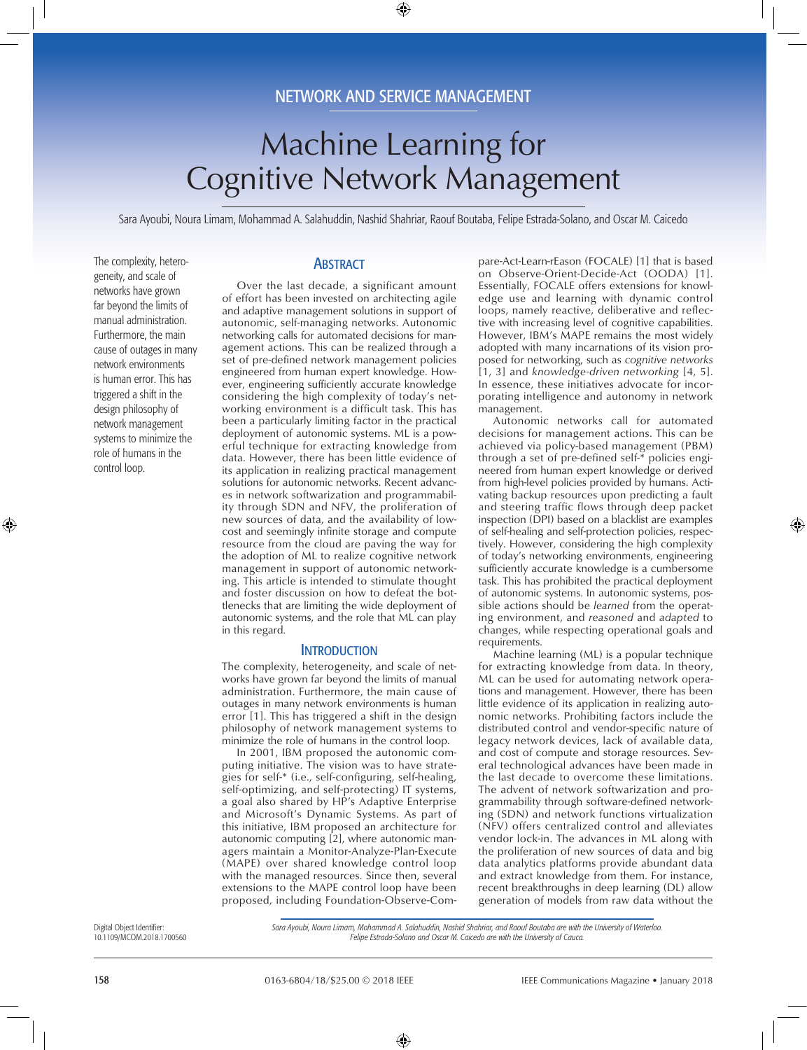# Machine Learning for Cognitive Network Management

Sara Ayoubi, Noura Limam, Mohammad A. Salahuddin, Nashid Shahriar, Raouf Boutaba, Felipe Estrada-Solano, and Oscar M. Caicedo

The complexity, heterogeneity, and scale of networks have grown far beyond the limits of manual administration. Furthermore, the main cause of outages in many network environments is human error. This has triggered a shift in the design philosophy of network management systems to minimize the role of humans in the control loop.

## Abstract

Over the last decade, a significant amount of effort has been invested on architecting agile and adaptive management solutions in support of autonomic, self-managing networks. Autonomic networking calls for automated decisions for management actions. This can be realized through a set of pre-defined network management policies engineered from human expert knowledge. However, engineering sufficiently accurate knowledge considering the high complexity of today's networking environment is a difficult task. This has been a particularly limiting factor in the practical deployment of autonomic systems. ML is a powerful technique for extracting knowledge from data. However, there has been little evidence of its application in realizing practical management solutions for autonomic networks. Recent advances in network softwarization and programmability through SDN and NFV, the proliferation of new sources of data, and the availability of low-cost and seemingly infinite storage and compute resource from the cloud are paving the way for the adoption of ML to realize cognitive network management in support of autonomic networking. This article is intended to stimulate thought and foster discussion on how to defeat the bottlenecks that are limiting the wide deployment of autonomic systems, and the role that ML can play in this regard.

## Introduction

The complexity, heterogeneity, and scale of networks have grown far beyond the limits of manual administration. Furthermore, the main cause of outages in many network environments is human error [1]. This has triggered a shift in the design philosophy of network management systems to minimize the role of humans in the control loop.

In 2001, IBM proposed the autonomic computing initiative. The vision was to have strategies for self-* (i.e., self-configuring, self-healing, self-optimizing, and self-protecting) IT systems, a goal also shared by HP's Adaptive Enterprise and Microsoft's Dynamic Systems. As part of this initiative, IBM proposed an architecture for autonomic computing [2], where autonomic managers maintain a Monitor-Analyze-Plan-Execute (MAPE) over shared knowledge control loop with the managed resources. Since then, several extensions to the MAPE control loop have been proposed, including Foundation-Observe-Compare-Act-Learn-rEason (FOCALE) [1] that is based on Observe-Orient-Decide-Act (OODA) [1]. Essentially, FOCALE offers extensions for knowledge use and learning with dynamic control loops, namely reactive, deliberative and reflective with increasing level of cognitive capabilities. However, IBM's MAPE remains the most widely adopted with many incarnations of its vision proposed for networking, such as *cognitive networks* [1, 3] and *knowledge-driven networking* [4, 5]. In essence, these initiatives advocate for incorporating intelligence and autonomy in network management.

Autonomic networks call for automated decisions for management actions. This can be achieved via policy-based management (PBM) through a set of pre-defined self-* policies engineered from human expert knowledge or derived from high-level policies provided by humans. Activating backup resources upon predicting a fault and steering traffic flows through deep packet inspection (DPI) based on a blacklist are examples of self-healing and self-protection policies, respectively. However, considering the high complexity of today's networking environments, engineering sufficiently accurate knowledge is a cumbersome task. This has prohibited the practical deployment of autonomic systems. In autonomic systems, possible actions should be *learned* from the operating environment, and *reasoned* and *adapted* to changes, while respecting operational goals and requirements.

Machine learning (ML) is a popular technique for extracting knowledge from data. In theory, ML can be used for automating network operations and management. However, there has been little evidence of its application in realizing autonomic networks. Prohibiting factors include the distributed control and vendor-specific nature of legacy network devices, lack of available data, and cost of compute and storage resources. Several technological advances have been made in the last decade to overcome these limitations. The advent of network softwarization and programmability through software-defined networking (SDN) and network functions virtualization (NFV) offers centralized control and alleviates vendor lock-in. The advances in ML along with the proliferation of new sources of data and big data analytics platforms provide abundant data and extract knowledge from them. For instance, recent breakthroughs in deep learning (DL) allow generation of models from raw data without the

Digital Object Identifier: 10.1109/MCOM.2018.1700560

Sara Ayoubi, Noura Limam, Mohammad A. Salahuddin, Nashid Shahriar, and Raouf Boutaba are with the University of Waterloo. Felipe Estrada-Solano and Oscar M. Caicedo are with the University of Cauca.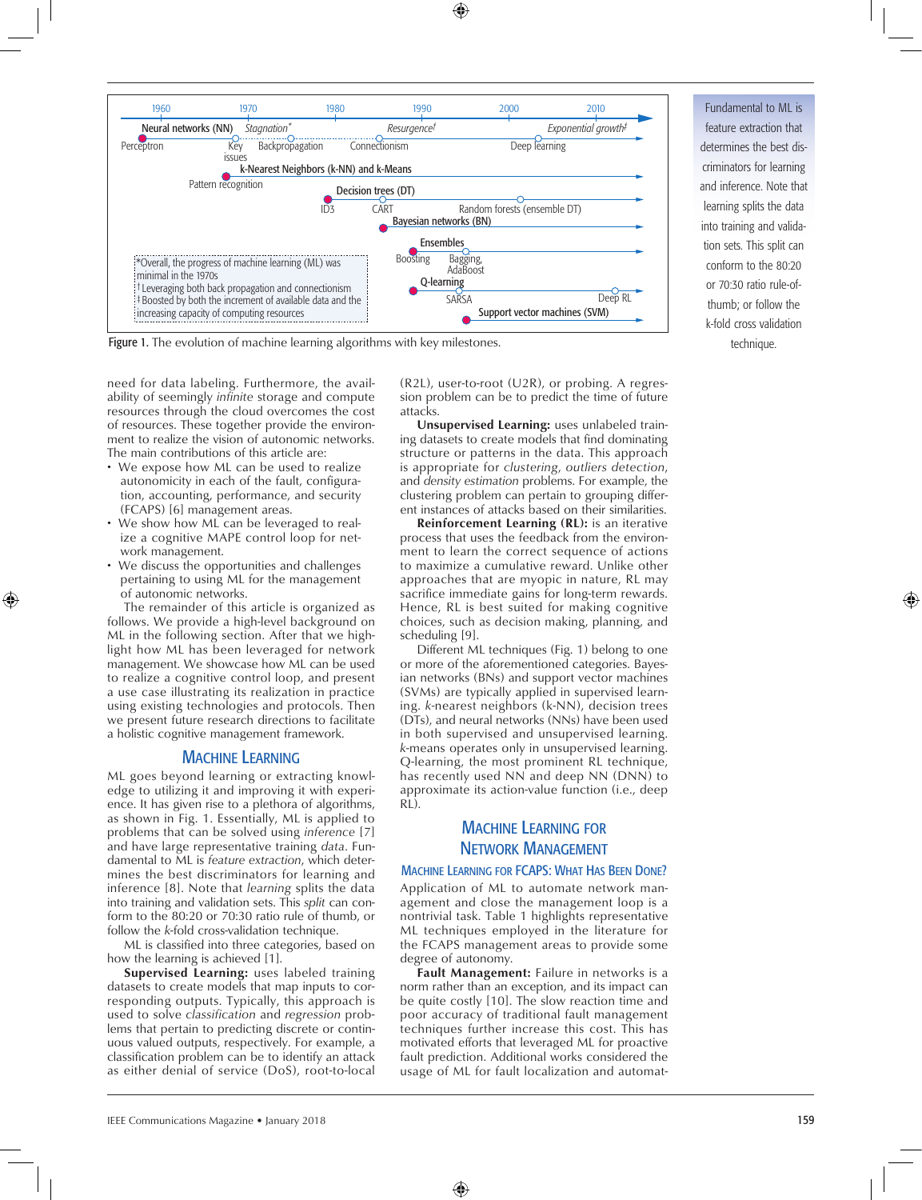1960
1970
1980
1990
2000
2010

Neural networks (NN)
Stagnation*
Resurgence†
Exponential growth‡
Perceptron
Key issues
Backpropagation
Connectionism
Deep learning
k-Nearest Neighbors (k-NN) and k-Means
Pattern recognition
Decision trees (DT)
ID3
CART
Random forests (ensemble DT)
Bayesian networks (BN)
Ensembles
Boosting
Bagging, AdaBoost
Q-learning
SARSA
Deep RL
Support vector machines (SVM)

*Overall, the progress of machine learning (ML) was minimal in the 1970s
† Leveraging both back propagation and connectionism
‡ Boosted by both the increment of available data and the increasing capacity of computing resources

Figure 1. The evolution of machine learning algorithms with key milestones.

Fundamental to ML is feature extraction that determines the best discriminators for learning and inference. Note that learning splits the data into training and validation sets. This split can conform to the 80:20 or 70:30 ratio rule-of-thumb; or follow the k-fold cross validation technique.

need for data labeling. Furthermore, the availability of seemingly *infinite* storage and compute resources through the cloud overcomes the cost of resources. These together provide the environment to realize the vision of autonomic networks. The main contributions of this article are:

- We expose how ML can be used to realize autonomicity in each of the fault, configuration, accounting, performance, and security (FCAPS) [6] management areas.
- We show how ML can be leveraged to realize a cognitive MAPE control loop for network management.
- We discuss the opportunities and challenges pertaining to using ML for the management of autonomic networks.

The remainder of this article is organized as follows. We provide a high-level background on ML in the following section. After that we highlight how ML has been leveraged for network management. We showcase how ML can be used to realize a cognitive control loop, and present a use case illustrating its realization in practice using existing technologies and protocols. Then we present future research directions to facilitate a holistic cognitive management framework.

## Machine Learning

ML goes beyond learning or extracting knowledge to utilizing it and improving it with experience. It has given rise to a plethora of algorithms, as shown in Fig. 1. Essentially, ML is applied to problems that can be solved using *inference* [7] and have large representative training *data*. Fundamental to ML is *feature extraction*, which determines the best discriminators for learning and inference [8]. Note that *learning* splits the data into training and validation sets. This *split* can conform to the 80:20 or 70:30 ratio rule of thumb, or follow the *k*-fold cross-validation technique.

ML is classified into three categories, based on how the learning is achieved [1].

**Supervised Learning:** uses labeled training datasets to create models that map inputs to corresponding outputs. Typically, this approach is used to solve *classification* and *regression* problems that pertain to predicting discrete or continuous valued outputs, respectively. For example, a classification problem can be to identify an attack as either denial of service (DoS), root-to-local (R2L), user-to-root (U2R), or probing. A regression problem can be to predict the time of future attacks.

**Unsupervised Learning:** uses unlabeled training datasets to create models that find dominating structure or patterns in the data. This approach is appropriate for *clustering*, *outliers detection*, and *density estimation* problems. For example, the clustering problem can pertain to grouping different instances of attacks based on their similarities.

**Reinforcement Learning (RL):** is an iterative process that uses the feedback from the environment to learn the correct sequence of actions to maximize a cumulative reward. Unlike other approaches that are myopic in nature, RL may sacrifice immediate gains for long-term rewards. Hence, RL is best suited for making cognitive choices, such as decision making, planning, and scheduling [9].

Different ML techniques (Fig. 1) belong to one or more of the aforementioned categories. Bayesian networks (BNs) and support vector machines (SVMs) are typically applied in supervised learning. *k*-nearest neighbors (k-NN), decision trees (DTs), and neural networks (NNs) have been used in both supervised and unsupervised learning. *k*-means operates only in unsupervised learning. Q-learning, the most prominent RL technique, has recently used NN and deep NN (DNN) to approximate its action-value function (i.e., deep RL).

## Machine Learning for Network Management

### Machine Learning for FCAPS: What Has Been Done?

Application of ML to automate network management and close the management loop is a nontrivial task. Table 1 highlights representative ML techniques employed in the literature for the FCAPS management areas to provide some degree of autonomy.

**Fault Management:** Failure in networks is a norm rather than an exception, and its impact can be quite costly [10]. The slow reaction time and poor accuracy of traditional fault management techniques further increase this cost. This has motivated efforts that leveraged ML for proactive fault prediction. Additional works considered the usage of ML for fault localization and automat-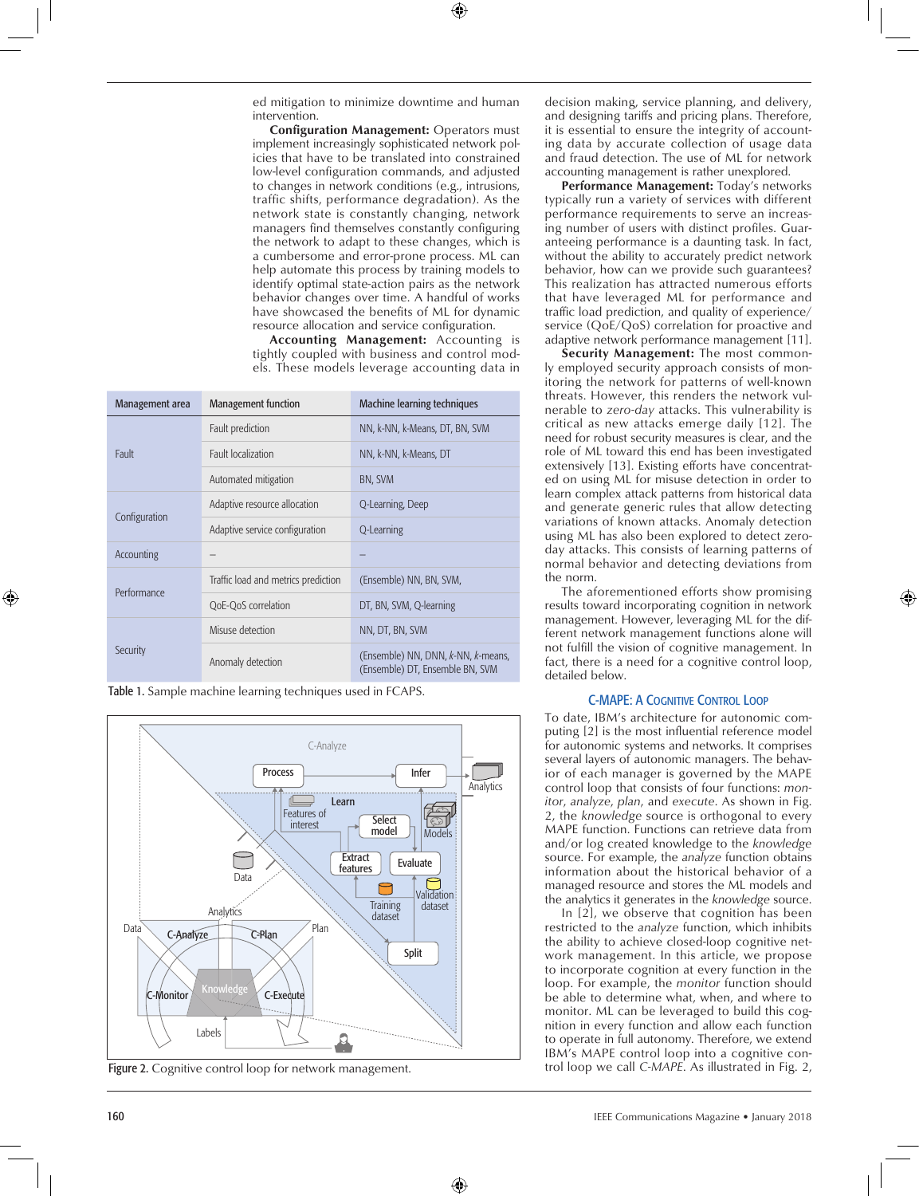ed mitigation to minimize downtime and human intervention.

**Configuration Management:** Operators must implement increasingly sophisticated network policies that have to be translated into constrained low-level configuration commands, and adjusted to changes in network conditions (e.g., intrusions, traffic shifts, performance degradation). As the network state is constantly changing, network managers find themselves constantly configuring the network to adapt to these changes, which is a cumbersome and error-prone process. ML can help automate this process by training models to identify optimal state-action pairs as the network behavior changes over time. A handful of works have showcased the benefits of ML for dynamic resource allocation and service configuration.

**Accounting Management:** Accounting is tightly coupled with business and control models. These models leverage accounting data in decision making, service planning, and delivery, and designing tariffs and pricing plans. Therefore, it is essential to ensure the integrity of accounting data by accurate collection of usage data and fraud detection. The use of ML for network accounting management is rather unexplored.

| Management area | Management function | Machine learning techniques |
|---|---|---|
| Fault | Fault prediction | NN, k-NN, k-Means, DT, BN, SVM |
| | Fault localization | NN, k-NN, k-Means, DT |
| | Automated mitigation | BN, SVM |
| Configuration | Adaptive resource allocation | Q-Learning, Deep |
| | Adaptive service configuration | Q-Learning |
| Accounting | – | – |
| Performance | Traffic load and metrics prediction | (Ensemble) NN, BN, SVM, |
| | QoE-QoS correlation | DT, BN, SVM, Q-learning |
| Security | Misuse detection | NN, DT, BN, SVM |
| | Anomaly detection | (Ensemble) NN, DNN, *k*-NN, *k*-means, (Ensemble) DT, Ensemble BN, SVM |

Table 1. Sample machine learning techniques used in FCAPS.

Figure 2. Cognitive control loop for network management.

**Performance Management:** Today's networks typically run a variety of services with different performance requirements to serve an increasing number of users with distinct profiles. Guaranteeing performance is a daunting task. In fact, without the ability to accurately predict network behavior, how can we provide such guarantees? This realization has attracted numerous efforts that have leveraged ML for performance and traffic load prediction, and quality of experience/service (QoE/QoS) correlation for proactive and adaptive network performance management [11].

**Security Management:** The most commonly employed security approach consists of monitoring the network for patterns of well-known threats. However, this renders the network vulnerable to *zero-day* attacks. This vulnerability is critical as new attacks emerge daily [12]. The need for robust security measures is clear, and the role of ML toward this end has been investigated extensively [13]. Existing efforts have concentrated on using ML for misuse detection in order to learn complex attack patterns from historical data and generate generic rules that allow detecting variations of known attacks. Anomaly detection using ML has also been explored to detect zero-day attacks. This consists of learning patterns of normal behavior and detecting deviations from the norm.

The aforementioned efforts show promising results toward incorporating cognition in network management. However, leveraging ML for the different network management functions alone will not fulfill the vision of cognitive management. In fact, there is a need for a cognitive control loop, detailed below.

## C-MAPE: A Cognitive Control Loop

To date, IBM's architecture for autonomic computing [2] is the most influential reference model for autonomic systems and networks. It comprises several layers of autonomic managers. The behavior of each manager is governed by the MAPE control loop that consists of four functions: *monitor*, *analyze*, *plan*, and *execute*. As shown in Fig. 2, the *knowledge* source is orthogonal to every MAPE function. Functions can retrieve data from and/or log created knowledge to the *knowledge* source. For example, the *analyze* function obtains information about the historical behavior of a managed resource and stores the ML models and the analytics it generates in the *knowledge* source.

In [2], we observe that cognition has been restricted to the *analyze* function, which inhibits the ability to achieve closed-loop cognitive network management. In this article, we propose to incorporate cognition at every function in the loop. For example, the *monitor* function should be able to determine what, when, and where to monitor. ML can be leveraged to build this cognition in every function and allow each function to operate in full autonomy. Therefore, we extend IBM's MAPE control loop into a cognitive control loop we call *C-MAPE*. As illustrated in Fig. 2,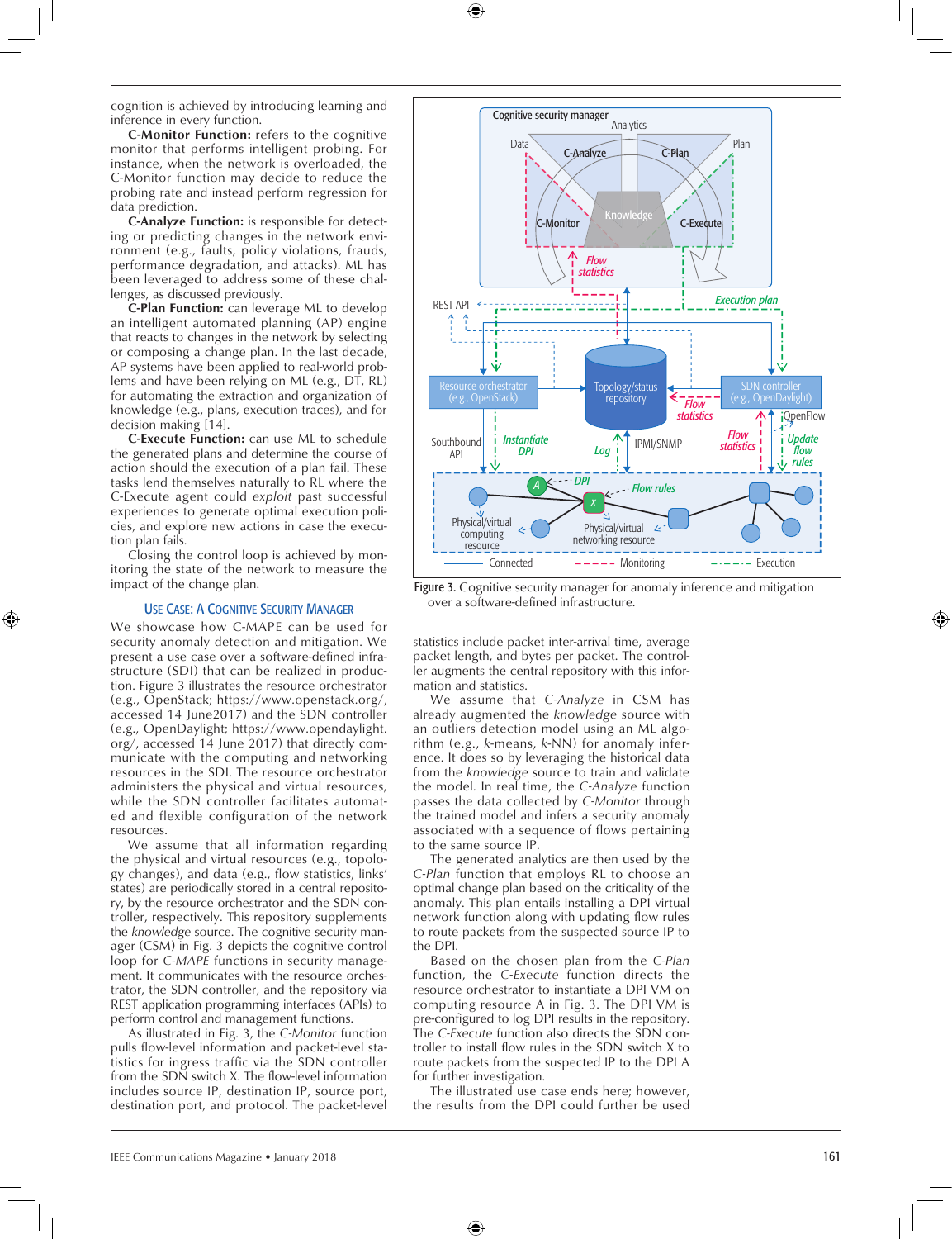cognition is achieved by introducing learning and inference in every function.

**C-Monitor Function:** refers to the cognitive monitor that performs intelligent probing. For instance, when the network is overloaded, the C-Monitor function may decide to reduce the probing rate and instead perform regression for data prediction.

**C-Analyze Function:** is responsible for detecting or predicting changes in the network environment (e.g., faults, policy violations, frauds, performance degradation, and attacks). ML has been leveraged to address some of these challenges, as discussed previously.

**C-Plan Function:** can leverage ML to develop an intelligent automated planning (AP) engine that reacts to changes in the network by selecting or composing a change plan. In the last decade, AP systems have been applied to real-world problems and have been relying on ML (e.g., DT, RL) for automating the extraction and organization of knowledge (e.g., plans, execution traces), and for decision making [14].

**C-Execute Function:** can use ML to schedule the generated plans and determine the course of action should the execution of a plan fail. These tasks lend themselves naturally to RL where the C-Execute agent could *exploit* past successful experiences to generate optimal execution policies, and explore new actions in case the execution plan fails.

Closing the control loop is achieved by monitoring the state of the network to measure the impact of the change plan.

## Use Case: A Cognitive Security Manager

We showcase how C-MAPE can be used for security anomaly detection and mitigation. We present a use case over a software-defined infrastructure (SDI) that can be realized in production. Figure 3 illustrates the resource orchestrator (e.g., OpenStack; https://www.openstack.org/, accessed 14 June2017) and the SDN controller (e.g., OpenDaylight; https://www.opendaylight.org/, accessed 14 June 2017) that directly communicate with the computing and networking resources in the SDI. The resource orchestrator administers the physical and virtual resources, while the SDN controller facilitates automated and flexible configuration of the network resources.

We assume that all information regarding the physical and virtual resources (e.g., topology changes), and data (e.g., flow statistics, links' states) are periodically stored in a central repository, by the resource orchestrator and the SDN controller, respectively. This repository supplements the *knowledge* source. The cognitive security manager (CSM) in Fig. 3 depicts the cognitive control loop for *C-MAPE* functions in security management. It communicates with the resource orchestrator, the SDN controller, and the repository via REST application programming interfaces (APIs) to perform control and management functions.

As illustrated in Fig. 3, the *C-Monitor* function pulls flow-level information and packet-level statistics for ingress traffic via the SDN controller from the SDN switch X. The flow-level information includes source IP, destination IP, source port, destination port, and protocol. The packet-level statistics include packet inter-arrival time, average packet length, and bytes per packet. The controller augments the central repository with this information and statistics.

We assume that *C-Analyze* in CSM has already augmented the *knowledge* source with an outliers detection model using an ML algorithm (e.g., *k*-means, *k*-NN) for anomaly inference. It does so by leveraging the historical data from the *knowledge* source to train and validate the model. In real time, the *C-Analyze* function passes the data collected by *C-Monitor* through the trained model and infers a security anomaly associated with a sequence of flows pertaining to the same source IP.

The generated analytics are then used by the *C-Plan* function that employs RL to choose an optimal change plan based on the criticality of the anomaly. This plan entails installing a DPI virtual network function along with updating flow rules to route packets from the suspected source IP to the DPI.

Based on the chosen plan from the *C-Plan* function, the *C-Execute* function directs the resource orchestrator to instantiate a DPI VM on computing resource A in Fig. 3. The DPI VM is pre-configured to log DPI results in the repository. The *C-Execute* function also directs the SDN controller to install flow rules in the SDN switch X to route packets from the suspected IP to the DPI A for further investigation.

The illustrated use case ends here; however, the results from the DPI could further be used

Figure 3. Cognitive security manager for anomaly inference and mitigation over a software-defined infrastructure.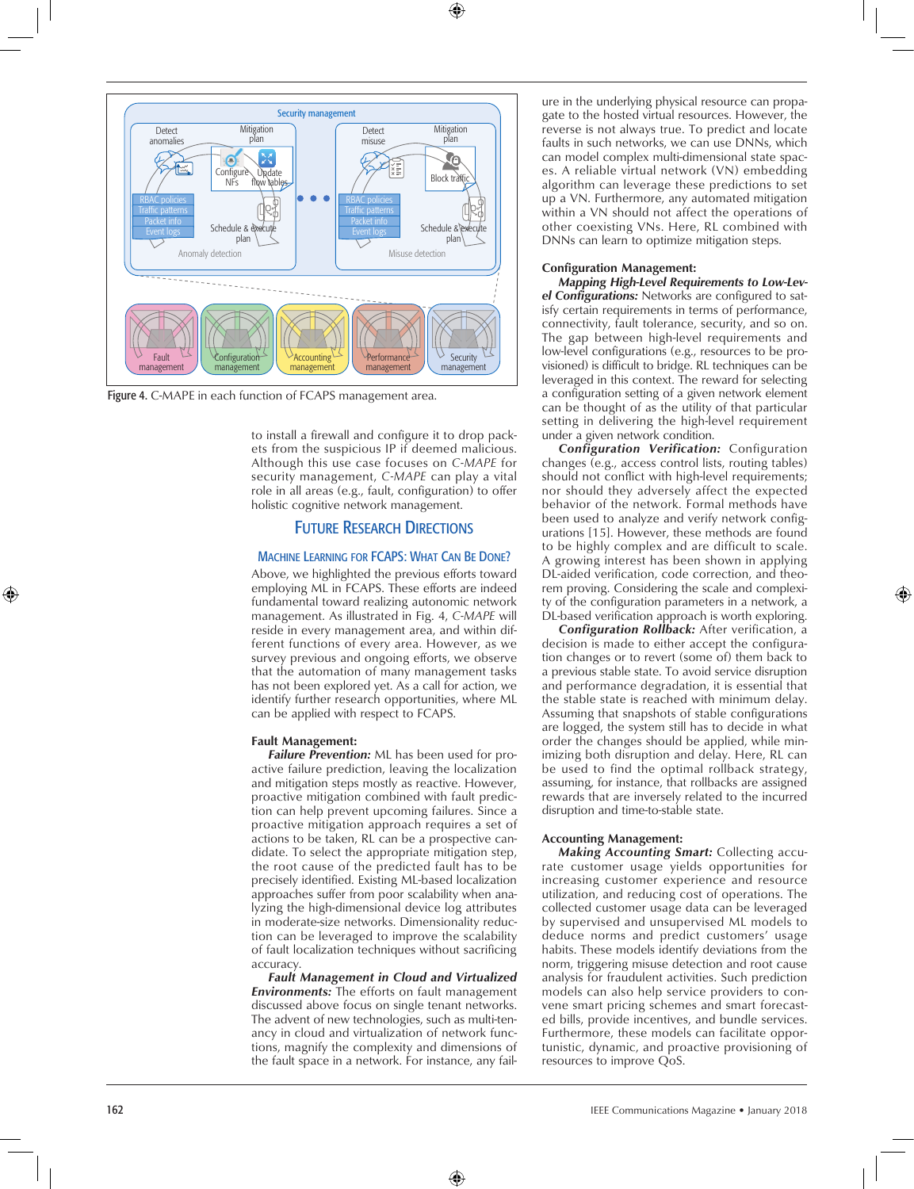Security management

Detect anomalies

Mitigation plan

Configure NFs

Update flow tables

RBAC policies
Traffic patterns
Packet info
Event logs

Schedule & execute plan

Anomaly detection

Detect misuse

Mitigation plan

Block traffic

RBAC policies
Traffic patterns
Packet info
Event logs

Schedule & execute plan

Misuse detection

Fault management

Configuration management

Accounting management

Performance management

Security management

Figure 4. C-MAPE in each function of FCAPS management area.

to install a firewall and configure it to drop packets from the suspicious IP if deemed malicious. Although this use case focuses on *C-MAPE* for security management, *C-MAPE* can play a vital role in all areas (e.g., fault, configuration) to offer holistic cognitive network management.

## Future Research Directions

### Machine Learning for FCAPS: What Can Be Done?

Above, we highlighted the previous efforts toward employing ML in FCAPS. These efforts are indeed fundamental toward realizing autonomic network management. As illustrated in Fig. 4, *C-MAPE* will reside in every management area, and within different functions of every area. However, as we survey previous and ongoing efforts, we observe that the automation of many management tasks has not been explored yet. As a call for action, we identify further research opportunities, where ML can be applied with respect to FCAPS.

**Fault Management:**

***Failure Prevention:*** ML has been used for proactive failure prediction, leaving the localization and mitigation steps mostly as reactive. However, proactive mitigation combined with fault prediction can help prevent upcoming failures. Since a proactive mitigation approach requires a set of actions to be taken, RL can be a prospective candidate. To select the appropriate mitigation step, the root cause of the predicted fault has to be precisely identified. Existing ML-based localization approaches suffer from poor scalability when analyzing the high-dimensional device log attributes in moderate-size networks. Dimensionality reduction can be leveraged to improve the scalability of fault localization techniques without sacrificing accuracy.

***Fault Management in Cloud and Virtualized Environments:*** The efforts on fault management discussed above focus on single tenant networks. The advent of new technologies, such as multi-tenancy in cloud and virtualization of network functions, magnify the complexity and dimensions of the fault space in a network. For instance, any failure in the underlying physical resource can propagate to the hosted virtual resources. However, the reverse is not always true. To predict and locate faults in such networks, we can use DNNs, which can model complex multi-dimensional state spaces. A reliable virtual network (VN) embedding algorithm can leverage these predictions to set up a VN. Furthermore, any automated mitigation within a VN should not affect the operations of other coexisting VNs. Here, RL combined with DNNs can learn to optimize mitigation steps.

**Configuration Management:**

***Mapping High-Level Requirements to Low-Level Configurations:*** Networks are configured to satisfy certain requirements in terms of performance, connectivity, fault tolerance, security, and so on. The gap between high-level requirements and low-level configurations (e.g., resources to be provisioned) is difficult to bridge. RL techniques can be leveraged in this context. The reward for selecting a configuration setting of a given network element can be thought of as the utility of that particular setting in delivering the high-level requirement under a given network condition.

***Configuration Verification:*** Configuration changes (e.g., access control lists, routing tables) should not conflict with high-level requirements; nor should they adversely affect the expected behavior of the network. Formal methods have been used to analyze and verify network configurations [15]. However, these methods are found to be highly complex and are difficult to scale. A growing interest has been shown in applying DL-aided verification, code correction, and theorem proving. Considering the scale and complexity of the configuration parameters in a network, a DL-based verification approach is worth exploring.

***Configuration Rollback:*** After verification, a decision is made to either accept the configuration changes or to revert (some of) them back to a previous stable state. To avoid service disruption and performance degradation, it is essential that the stable state is reached with minimum delay. Assuming that snapshots of stable configurations are logged, the system still has to decide in what order the changes should be applied, while minimizing both disruption and delay. Here, RL can be used to find the optimal rollback strategy, assuming, for instance, that rollbacks are assigned rewards that are inversely related to the incurred disruption and time-to-stable state.

**Accounting Management:**

***Making Accounting Smart:*** Collecting accurate customer usage yields opportunities for increasing customer experience and resource utilization, and reducing cost of operations. The collected customer usage data can be leveraged by supervised and unsupervised ML models to deduce norms and predict customers' usage habits. These models identify deviations from the norm, triggering misuse detection and root cause analysis for fraudulent activities. Such prediction models can also help service providers to convene smart pricing schemes and smart forecasted bills, provide incentives, and bundle services. Furthermore, these models can facilitate opportunistic, dynamic, and proactive provisioning of resources to improve QoS.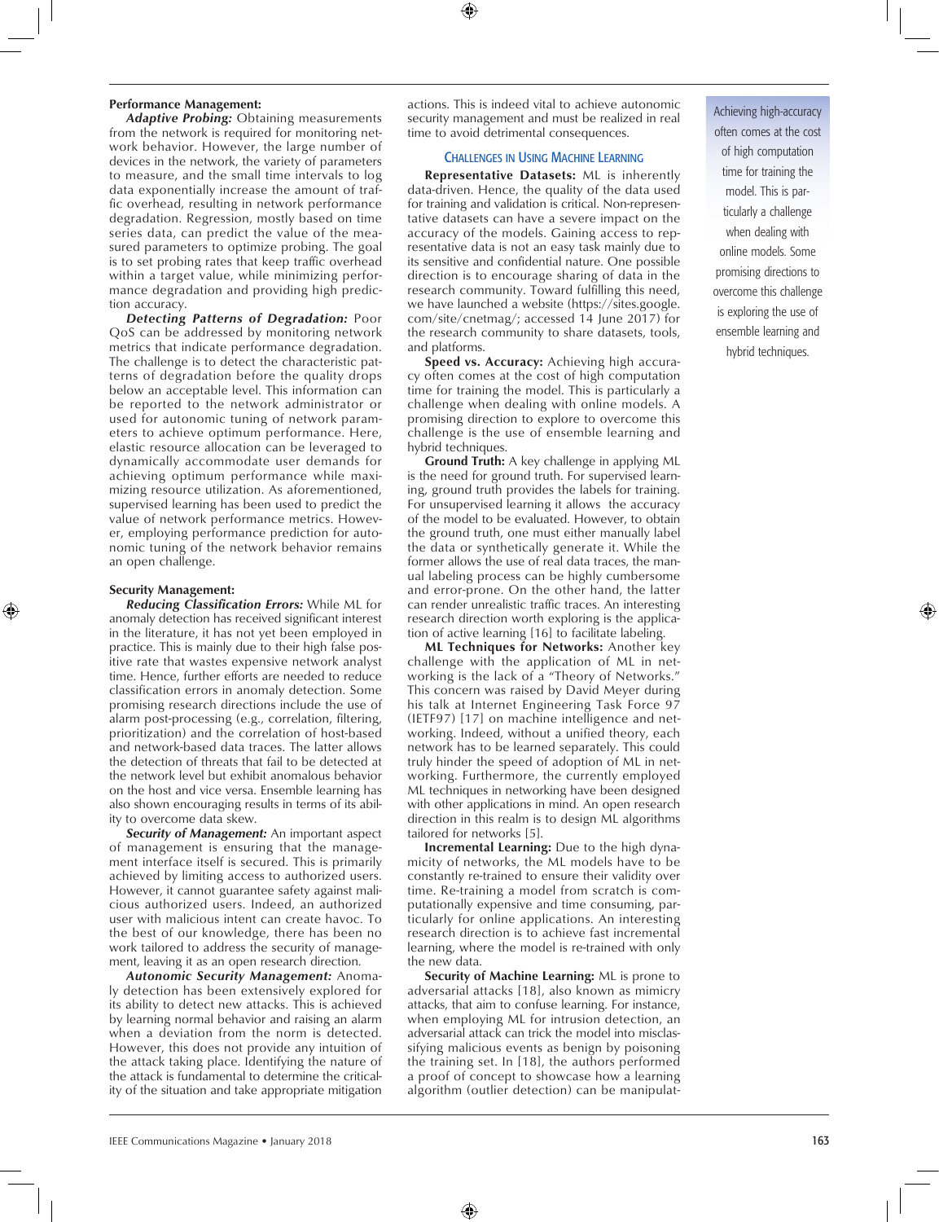**Performance Management:**

***Adaptive Probing:*** Obtaining measurements from the network is required for monitoring network behavior. However, the large number of devices in the network, the variety of parameters to measure, and the small time intervals to log data exponentially increase the amount of traffic overhead, resulting in network performance degradation. Regression, mostly based on time series data, can predict the value of the measured parameters to optimize probing. The goal is to set probing rates that keep traffic overhead within a target value, while minimizing performance degradation and providing high prediction accuracy.

***Detecting Patterns of Degradation:*** Poor QoS can be addressed by monitoring network metrics that indicate performance degradation. The challenge is to detect the characteristic patterns of degradation before the quality drops below an acceptable level. This information can be reported to the network administrator or used for autonomic tuning of network parameters to achieve optimum performance. Here, elastic resource allocation can be leveraged to dynamically accommodate user demands for achieving optimum performance while maximizing resource utilization. As aforementioned, supervised learning has been used to predict the value of network performance metrics. However, employing performance prediction for autonomic tuning of the network behavior remains an open challenge.

**Security Management:**

***Reducing Classification Errors:*** While ML for anomaly detection has received significant interest in the literature, it has not yet been employed in practice. This is mainly due to their high false positive rate that wastes expensive network analyst time. Hence, further efforts are needed to reduce classification errors in anomaly detection. Some promising research directions include the use of alarm post-processing (e.g., correlation, filtering, prioritization) and the correlation of host-based and network-based data traces. The latter allows the detection of threats that fail to be detected at the network level but exhibit anomalous behavior on the host and vice versa. Ensemble learning has also shown encouraging results in terms of its ability to overcome data skew.

***Security of Management:*** An important aspect of management is ensuring that the management interface itself is secured. This is primarily achieved by limiting access to authorized users. However, it cannot guarantee safety against malicious authorized users. Indeed, an authorized user with malicious intent can create havoc. To the best of our knowledge, there has been no work tailored to address the security of management, leaving it as an open research direction.

***Autonomic Security Management:*** Anomaly detection has been extensively explored for its ability to detect new attacks. This is achieved by learning normal behavior and raising an alarm when a deviation from the norm is detected. However, this does not provide any intuition of the attack taking place. Identifying the nature of the attack is fundamental to determine the criticality of the situation and take appropriate mitigation actions. This is indeed vital to achieve autonomic security management and must be realized in real time to avoid detrimental consequences.

## Challenges in Using Machine Learning

**Representative Datasets:** ML is inherently data-driven. Hence, the quality of the data used for training and validation is critical. Non-representative datasets can have a severe impact on the accuracy of the models. Gaining access to representative data is not an easy task mainly due to its sensitive and confidential nature. One possible direction is to encourage sharing of data in the research community. Toward fulfilling this need, we have launched a website (https://sites.google.com/site/cnetmag/; accessed 14 June 2017) for the research community to share datasets, tools, and platforms.

**Speed vs. Accuracy:** Achieving high accuracy often comes at the cost of high computation time for training the model. This is particularly a challenge when dealing with online models. A promising direction to explore to overcome this challenge is the use of ensemble learning and hybrid techniques.

**Ground Truth:** A key challenge in applying ML is the need for ground truth. For supervised learning, ground truth provides the labels for training. For unsupervised learning it allows the accuracy of the model to be evaluated. However, to obtain the ground truth, one must either manually label the data or synthetically generate it. While the former allows the use of real data traces, the manual labeling process can be highly cumbersome and error-prone. On the other hand, the latter can render unrealistic traffic traces. An interesting research direction worth exploring is the application of active learning [16] to facilitate labeling.

**ML Techniques for Networks:** Another key challenge with the application of ML in networking is the lack of a "Theory of Networks." This concern was raised by David Meyer during his talk at Internet Engineering Task Force 97 (IETF97) [17] on machine intelligence and networking. Indeed, without a unified theory, each network has to be learned separately. This could truly hinder the speed of adoption of ML in networking. Furthermore, the currently employed ML techniques in networking have been designed with other applications in mind. An open research direction in this realm is to design ML algorithms tailored for networks [5].

**Incremental Learning:** Due to the high dynamicity of networks, the ML models have to be constantly re-trained to ensure their validity over time. Re-training a model from scratch is computationally expensive and time consuming, particularly for online applications. An interesting research direction is to achieve fast incremental learning, where the model is re-trained with only the new data.

**Security of Machine Learning:** ML is prone to adversarial attacks [18], also known as mimicry attacks, that aim to confuse learning. For instance, when employing ML for intrusion detection, an adversarial attack can trick the model into misclassifying malicious events as benign by poisoning the training set. In [18], the authors performed a proof of concept to showcase how a learning algorithm (outlier detection) can be manipulat-

> Achieving high-accuracy often comes at the cost of high computation time for training the model. This is particularly a challenge when dealing with online models. Some promising directions to overcome this challenge is exploring the use of ensemble learning and hybrid techniques.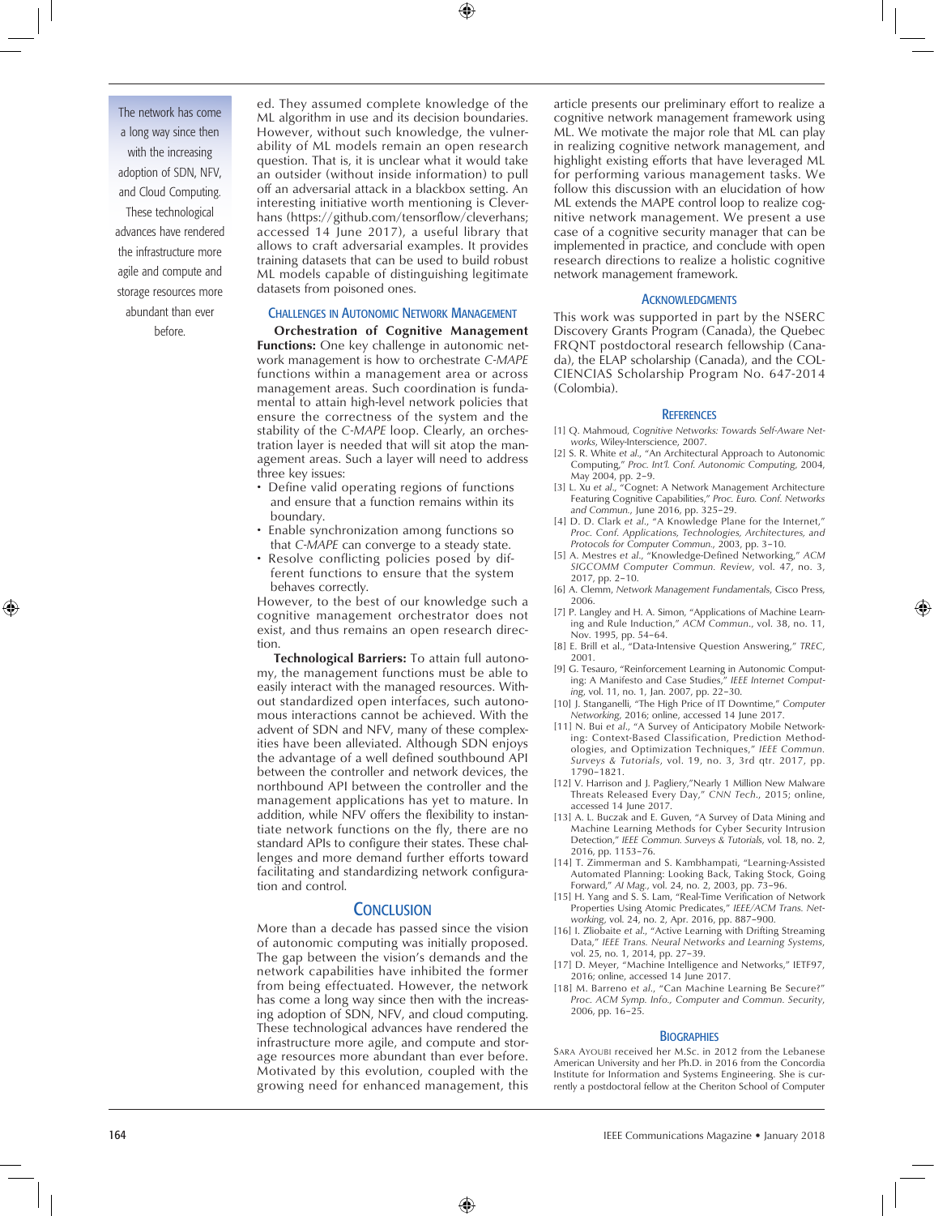ed. They assumed complete knowledge of the ML algorithm in use and its decision boundaries. However, without such knowledge, the vulnerability of ML models remain an open research question. That is, it is unclear what it would take an outsider (without inside information) to pull off an adversarial attack in a blackbox setting. An interesting initiative worth mentioning is Cleverhans (https://github.com/tensorflow/cleverhans; accessed 14 June 2017), a useful library that allows to craft adversarial examples. It provides training datasets that can be used to build robust ML models capable of distinguishing legitimate datasets from poisoned ones.

## Challenges in Autonomic Network Management

**Orchestration of Cognitive Management Functions:** One key challenge in autonomic network management is how to orchestrate *C-MAPE* functions within a management area or across management areas. Such coordination is fundamental to attain high-level network policies that ensure the correctness of the system and the stability of the *C-MAPE* loop. Clearly, an orchestration layer is needed that will sit atop the management areas. Such a layer will need to address three key issues:

- Define valid operating regions of functions and ensure that a function remains within its boundary.
- Enable synchronization among functions so that *C-MAPE* can converge to a steady state.
- Resolve conflicting policies posed by different functions to ensure that the system behaves correctly.

However, to the best of our knowledge such a cognitive management orchestrator does not exist, and thus remains an open research direction.

**Technological Barriers:** To attain full autonomy, the management functions must be able to easily interact with the managed resources. Without standardized open interfaces, such autonomous interactions cannot be achieved. With the advent of SDN and NFV, many of these complexities have been alleviated. Although SDN enjoys the advantage of a well defined southbound API between the controller and network devices, the northbound API between the controller and the management applications has yet to mature. In addition, while NFV offers the flexibility to instantiate network functions on the fly, there are no standard APIs to configure their states. These challenges and more demand further efforts toward facilitating and standardizing network configuration and control.

## Conclusion

More than a decade has passed since the vision of autonomic computing was initially proposed. The gap between the vision's demands and the network capabilities have inhibited the former from being effectuated. However, the network has come a long way since then with the increasing adoption of SDN, NFV, and cloud computing. These technological advances have rendered the infrastructure more agile, and compute and storage resources more abundant than ever before. Motivated by this evolution, coupled with the growing need for enhanced management, this article presents our preliminary effort to realize a cognitive network management framework using ML. We motivate the major role that ML can play in realizing cognitive network management, and highlight existing efforts that have leveraged ML for performing various management tasks. We follow this discussion with an elucidation of how ML extends the MAPE control loop to realize cognitive network management. We present a use case of a cognitive security manager that can be implemented in practice, and conclude with open research directions to realize a holistic cognitive network management framework.

> The network has come a long way since then with the increasing adoption of SDN, NFV, and Cloud Computing. These technological advances have rendered the infrastructure more agile and compute and storage resources more abundant than ever before.

## Acknowledgments

This work was supported in part by the NSERC Discovery Grants Program (Canada), the Quebec FRQNT postdoctoral research fellowship (Canada), the ELAP scholarship (Canada), and the COLCIENCIAS Scholarship Program No. 647-2014 (Colombia).

## References

[1] Q. Mahmoud, *Cognitive Networks: Towards Self-Aware Networks*, Wiley-Interscience, 2007.

[2] S. R. White *et al.*, "An Architectural Approach to Autonomic Computing," *Proc. Int'l. Conf. Autonomic Computing*, 2004, May 2004, pp. 2–9.

[3] L. Xu *et al.*, "Cognet: A Network Management Architecture Featuring Cognitive Capabilities," *Proc. Euro. Conf. Networks and Commun.*, June 2016, pp. 325–29.

[4] D. D. Clark *et al.*, "A Knowledge Plane for the Internet," *Proc. Conf. Applications, Technologies, Architectures, and Protocols for Computer Commun.*, 2003, pp. 3–10.

[5] A. Mestres *et al.*, "Knowledge-Defined Networking," *ACM SIGCOMM Computer Commun. Review*, vol. 47, no. 3, 2017, pp. 2–10.

[6] A. Clemm, *Network Management Fundamentals*, Cisco Press, 2006.

[7] P. Langley and H. A. Simon, "Applications of Machine Learning and Rule Induction," *ACM Commun.*, vol. 38, no. 11, Nov. 1995, pp. 54–64.

[8] E. Brill et al., "Data-Intensive Question Answering," *TREC*, 2001.

[9] G. Tesauro, "Reinforcement Learning in Autonomic Computing: A Manifesto and Case Studies," *IEEE Internet Computing*, vol. 11, no. 1, Jan. 2007, pp. 22–30.

[10] J. Stanganelli, "The High Price of IT Downtime," *Computer Networking*, 2016; online, accessed 14 June 2017.

[11] N. Bui *et al.*, "A Survey of Anticipatory Mobile Networking: Context-Based Classification, Prediction Methodologies, and Optimization Techniques," *IEEE Commun. Surveys & Tutorials*, vol. 19, no. 3, 3rd qtr. 2017, pp. 1790–1821.

[12] V. Harrison and J. Pagliery,"Nearly 1 Million New Malware Threats Released Every Day," *CNN Tech.*, 2015; online, accessed 14 June 2017.

[13] A. L. Buczak and E. Guven, "A Survey of Data Mining and Machine Learning Methods for Cyber Security Intrusion Detection," *IEEE Commun. Surveys & Tutorials*, vol. 18, no. 2, 2016, pp. 1153–76.

[14] T. Zimmerman and S. Kambhampati, "Learning-Assisted Automated Planning: Looking Back, Taking Stock, Going Forward," *AI Mag.*, vol. 24, no. 2, 2003, pp. 73–96.

[15] H. Yang and S. S. Lam, "Real-Time Verification of Network Properties Using Atomic Predicates," *IEEE/ACM Trans. Networking*, vol. 24, no. 2, Apr. 2016, pp. 887–900.

[16] I. Zliobaite *et al.*, "Active Learning with Drifting Streaming Data," *IEEE Trans. Neural Networks and Learning Systems*, vol. 25, no. 1, 2014, pp. 27–39.

[17] D. Meyer, "Machine Intelligence and Networks," IETF97, 2016; online, accessed 14 June 2017.

[18] M. Barreno *et al.*, "Can Machine Learning Be Secure?" *Proc. ACM Symp. Info., Computer and Commun. Security*, 2006, pp. 16–25.

## Biographies

Sara Ayoubi received her M.Sc. in 2012 from the Lebanese American University and her Ph.D. in 2016 from the Concordia Institute for Information and Systems Engineering. She is currently a postdoctoral fellow at the Cheriton School of Computer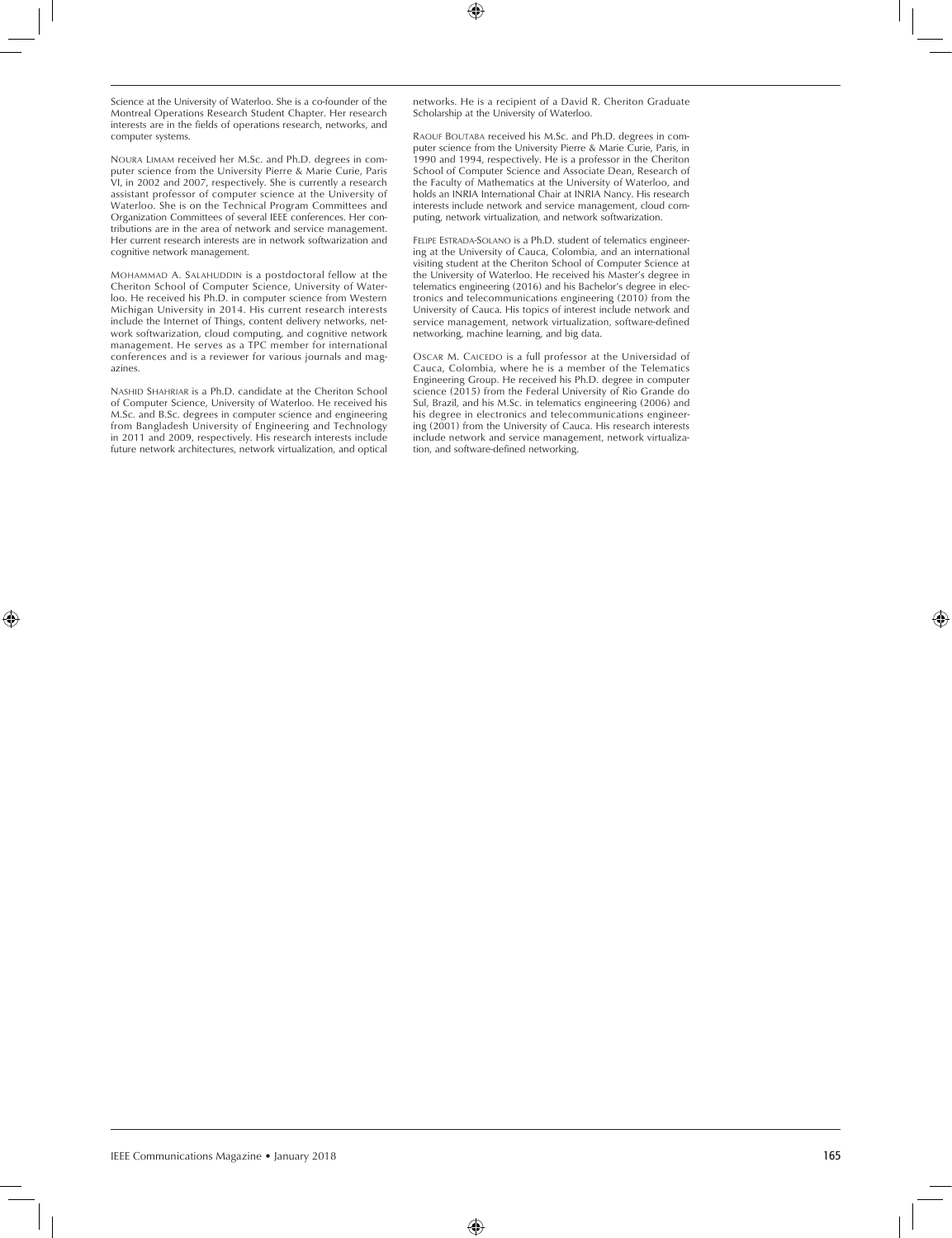Science at the University of Waterloo. She is a co-founder of the Montreal Operations Research Student Chapter. Her research interests are in the fields of operations research, networks, and computer systems.

NOURA LIMAM received her M.Sc. and Ph.D. degrees in computer science from the University Pierre & Marie Curie, Paris VI, in 2002 and 2007, respectively. She is currently a research assistant professor of computer science at the University of Waterloo. She is on the Technical Program Committees and Organization Committees of several IEEE conferences. Her contributions are in the area of network and service management. Her current research interests are in network softwarization and cognitive network management.

MOHAMMAD A. SALAHUDDIN is a postdoctoral fellow at the Cheriton School of Computer Science, University of Waterloo. He received his Ph.D. in computer science from Western Michigan University in 2014. His current research interests include the Internet of Things, content delivery networks, network softwarization, cloud computing, and cognitive network management. He serves as a TPC member for international conferences and is a reviewer for various journals and magazines.

NASHID SHAHRIAR is a Ph.D. candidate at the Cheriton School of Computer Science, University of Waterloo. He received his M.Sc. and B.Sc. degrees in computer science and engineering from Bangladesh University of Engineering and Technology in 2011 and 2009, respectively. His research interests include future network architectures, network virtualization, and optical networks. He is a recipient of a David R. Cheriton Graduate Scholarship at the University of Waterloo.

RAOUF BOUTABA received his M.Sc. and Ph.D. degrees in computer science from the University Pierre & Marie Curie, Paris, in 1990 and 1994, respectively. He is a professor in the Cheriton School of Computer Science and Associate Dean, Research of the Faculty of Mathematics at the University of Waterloo, and holds an INRIA International Chair at INRIA Nancy. His research interests include network and service management, cloud computing, network virtualization, and network softwarization.

FELIPE ESTRADA-SOLANO is a Ph.D. student of telematics engineering at the University of Cauca, Colombia, and an international visiting student at the Cheriton School of Computer Science at the University of Waterloo. He received his Master's degree in telematics engineering (2016) and his Bachelor's degree in electronics and telecommunications engineering (2010) from the University of Cauca. His topics of interest include network and service management, network virtualization, software-defined networking, machine learning, and big data.

OSCAR M. CAICEDO is a full professor at the Universidad of Cauca, Colombia, where he is a member of the Telematics Engineering Group. He received his Ph.D. degree in computer science (2015) from the Federal University of Rio Grande do Sul, Brazil, and his M.Sc. in telematics engineering (2006) and his degree in electronics and telecommunications engineering (2001) from the University of Cauca. His research interests include network and service management, network virtualization, and software-defined networking.